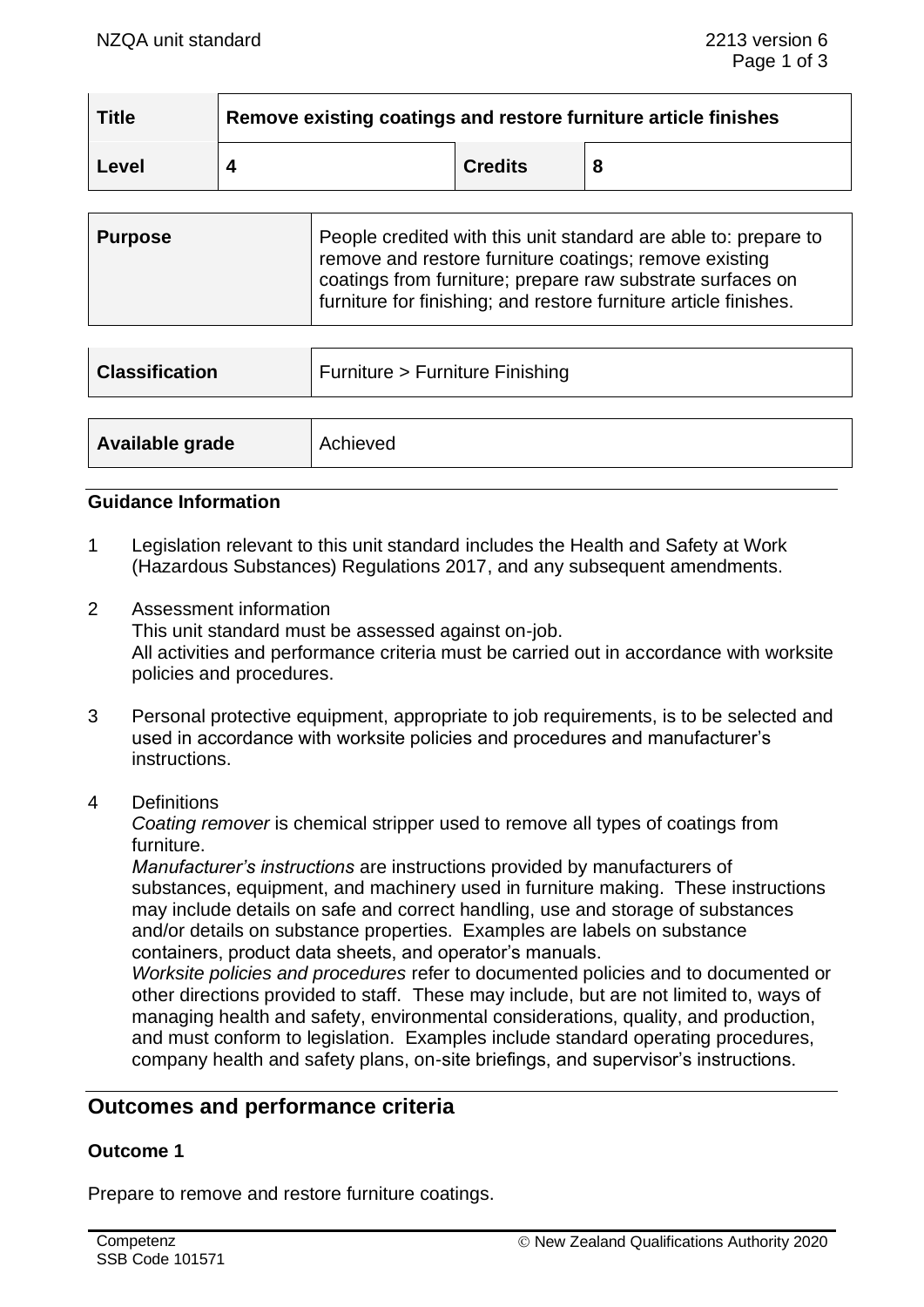| Title | Remove existing coatings and restore furniture article finishes | | |
|---|---|---|---|
| Level | 4 | Credits | 8 |

| Purpose | People credited with this unit standard are able to: prepare to remove and restore furniture coatings; remove existing coatings from furniture; prepare raw substrate surfaces on furniture for finishing; and restore furniture article finishes. |
|---|---|

| Classification | Furniture > Furniture Finishing |
|---|---|

| Available grade | Achieved |
|---|---|

### Guidance Information

1 Legislation relevant to this unit standard includes the Health and Safety at Work (Hazardous Substances) Regulations 2017, and any subsequent amendments.

2 Assessment information
This unit standard must be assessed against on-job.
All activities and performance criteria must be carried out in accordance with worksite policies and procedures.

3 Personal protective equipment, appropriate to job requirements, is to be selected and used in accordance with worksite policies and procedures and manufacturer's instructions.

4 Definitions
*Coating remover* is chemical stripper used to remove all types of coatings from furniture.
*Manufacturer's instructions* are instructions provided by manufacturers of substances, equipment, and machinery used in furniture making. These instructions may include details on safe and correct handling, use and storage of substances and/or details on substance properties. Examples are labels on substance containers, product data sheets, and operator's manuals.
*Worksite policies and procedures* refer to documented policies and to documented or other directions provided to staff. These may include, but are not limited to, ways of managing health and safety, environmental considerations, quality, and production, and must conform to legislation. Examples include standard operating procedures, company health and safety plans, on-site briefings, and supervisor's instructions.

## Outcomes and performance criteria

### Outcome 1

Prepare to remove and restore furniture coatings.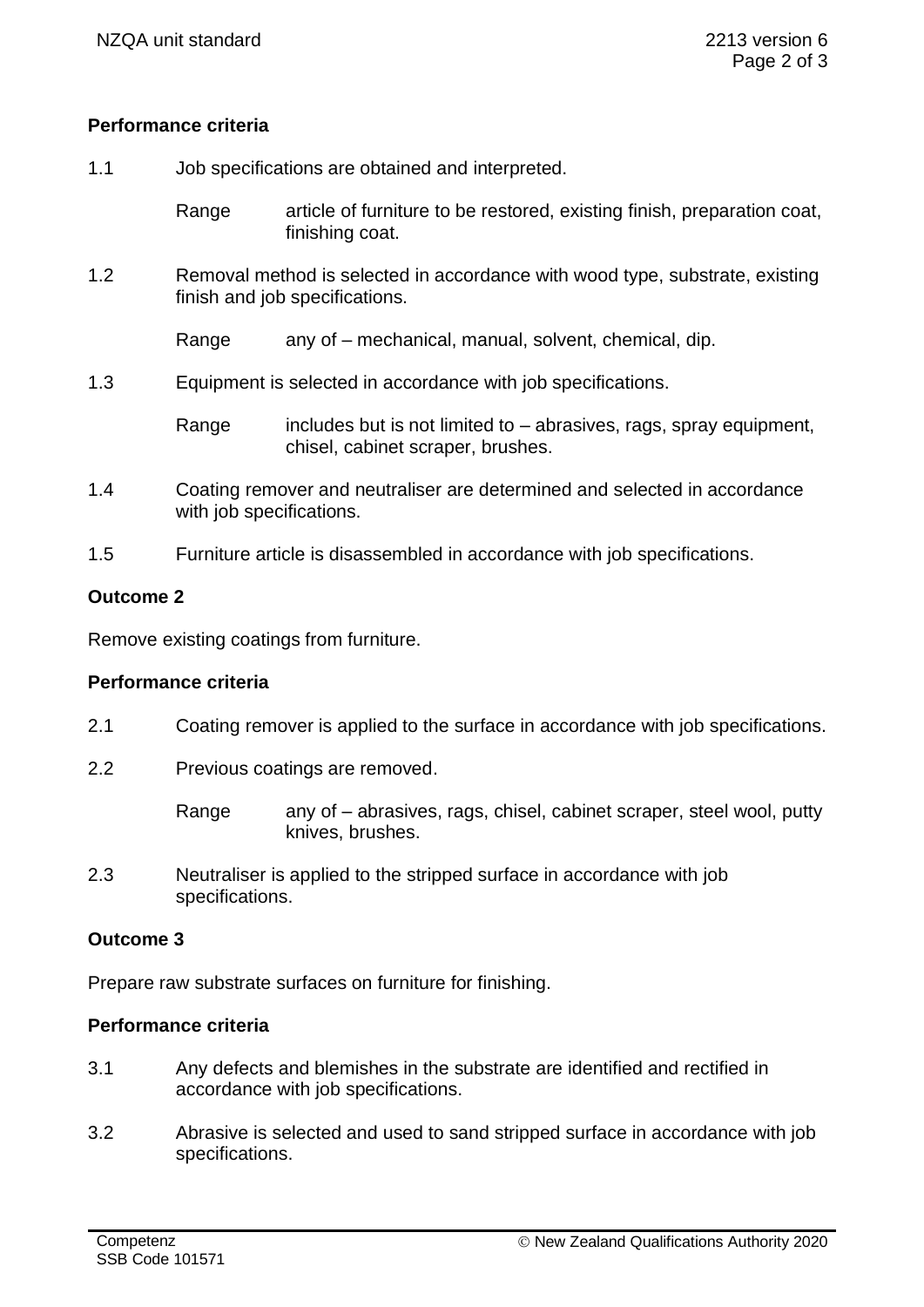**Performance criteria**

1.1 Job specifications are obtained and interpreted.

Range article of furniture to be restored, existing finish, preparation coat, finishing coat.

1.2 Removal method is selected in accordance with wood type, substrate, existing finish and job specifications.

Range any of – mechanical, manual, solvent, chemical, dip.

1.3 Equipment is selected in accordance with job specifications.

Range includes but is not limited to – abrasives, rags, spray equipment, chisel, cabinet scraper, brushes.

1.4 Coating remover and neutraliser are determined and selected in accordance with job specifications.

1.5 Furniture article is disassembled in accordance with job specifications.

**Outcome 2**

Remove existing coatings from furniture.

**Performance criteria**

2.1 Coating remover is applied to the surface in accordance with job specifications.

2.2 Previous coatings are removed.

Range any of – abrasives, rags, chisel, cabinet scraper, steel wool, putty knives, brushes.

2.3 Neutraliser is applied to the stripped surface in accordance with job specifications.

**Outcome 3**

Prepare raw substrate surfaces on furniture for finishing.

**Performance criteria**

3.1 Any defects and blemishes in the substrate are identified and rectified in accordance with job specifications.

3.2 Abrasive is selected and used to sand stripped surface in accordance with job specifications.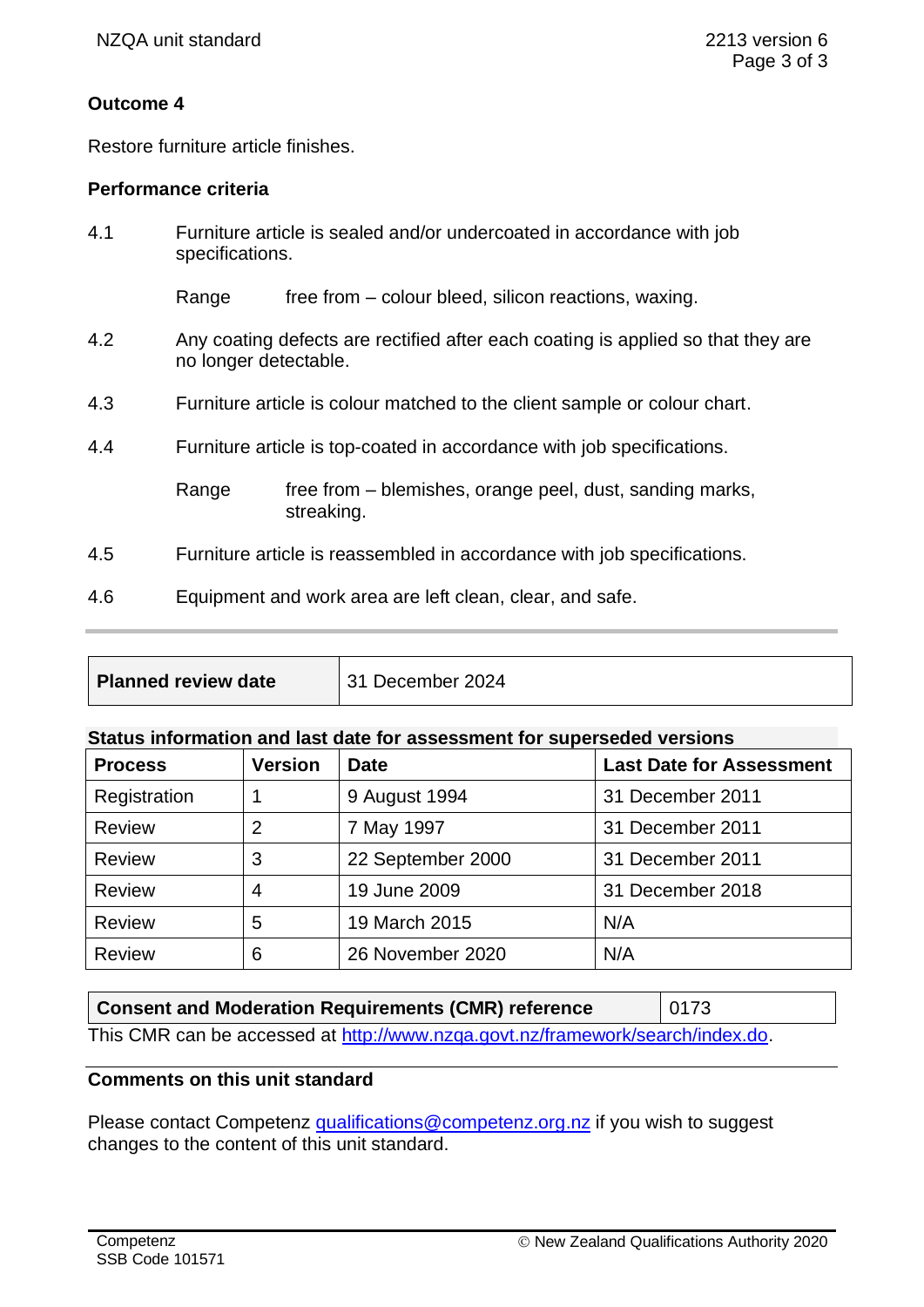## Outcome 4

Restore furniture article finishes.

### Performance criteria

4.1 Furniture article is sealed and/or undercoated in accordance with job specifications.

Range free from – colour bleed, silicon reactions, waxing.

4.2 Any coating defects are rectified after each coating is applied so that they are no longer detectable.

4.3 Furniture article is colour matched to the client sample or colour chart.

4.4 Furniture article is top-coated in accordance with job specifications.

Range free from – blemishes, orange peel, dust, sanding marks, streaking.

4.5 Furniture article is reassembled in accordance with job specifications.

4.6 Equipment and work area are left clean, clear, and safe.

| | |
|---|---|
| **Planned review date** | 31 December 2024 |

**Status information and last date for assessment for superseded versions**

| Process | Version | Date | Last Date for Assessment |
|---|---|---|---|
| Registration | 1 | 9 August 1994 | 31 December 2011 |
| Review | 2 | 7 May 1997 | 31 December 2011 |
| Review | 3 | 22 September 2000 | 31 December 2011 |
| Review | 4 | 19 June 2009 | 31 December 2018 |
| Review | 5 | 19 March 2015 | N/A |
| Review | 6 | 26 November 2020 | N/A |

| | |
|---|---|
| **Consent and Moderation Requirements (CMR) reference** | 0173 |

This CMR can be accessed at http://www.nzqa.govt.nz/framework/search/index.do.

### Comments on this unit standard

Please contact Competenz qualifications@competenz.org.nz if you wish to suggest changes to the content of this unit standard.